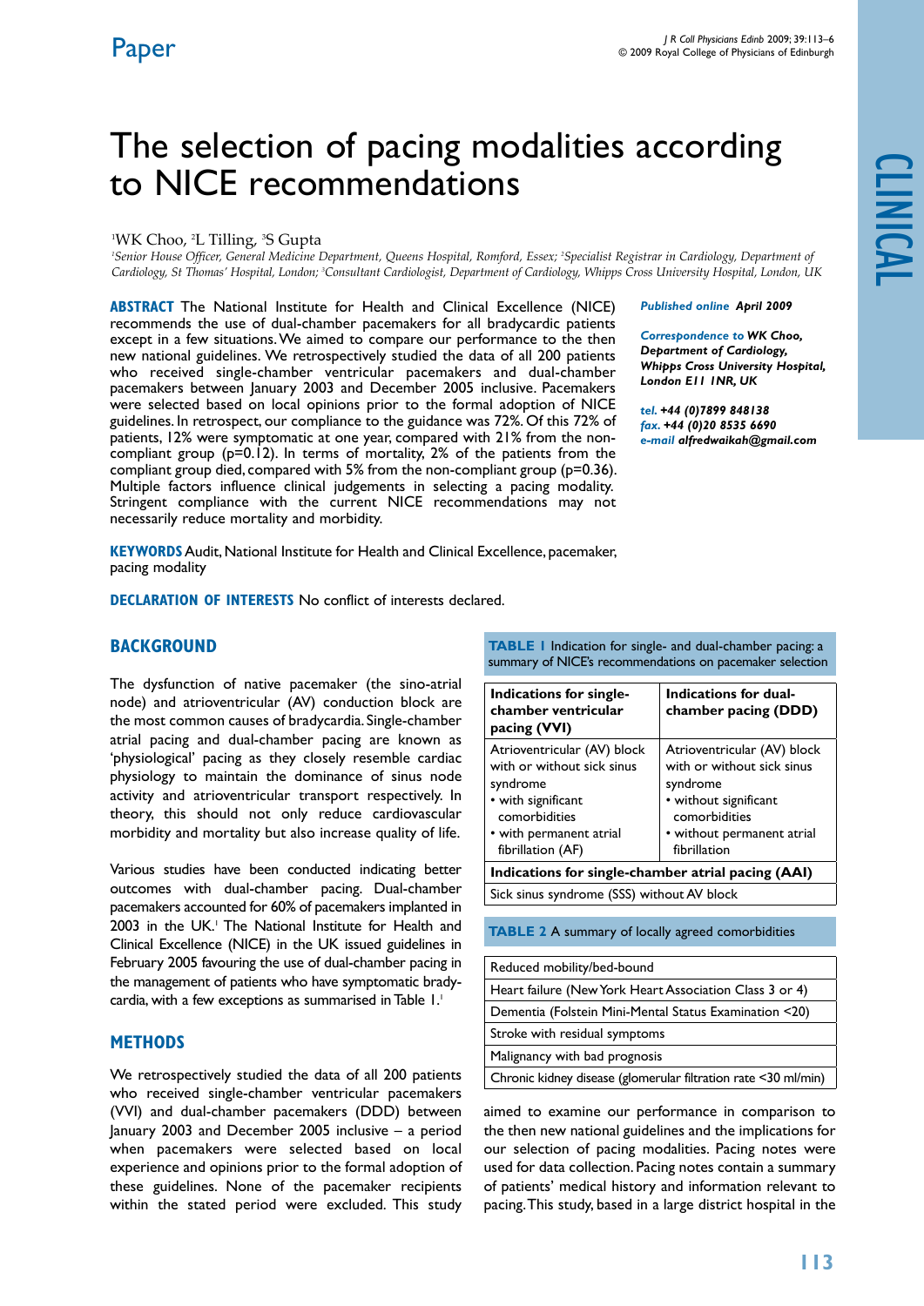Paper

# The selection of pacing modalities according to NICE recommendations

[1]WK Choo, [2]L Tilling, [3]S Gupta

*[1]Senior House Officer, General Medicine Department, Queens Hospital, Romford, Essex; [2]Specialist Registrar in Cardiology, Department of Cardiology, St Thomas' Hospital, London; [3]Consultant Cardiologist, Department of Cardiology, Whipps Cross University Hospital, London, UK*

**ABSTRACT** The National Institute for Health and Clinical Excellence (NICE) recommends the use of dual-chamber pacemakers for all bradycardic patients except in a few situations. We aimed to compare our performance to the then new national guidelines. We retrospectively studied the data of all 200 patients who received single-chamber ventricular pacemakers and dual-chamber pacemakers between January 2003 and December 2005 inclusive. Pacemakers were selected based on local opinions prior to the formal adoption of NICE guidelines. In retrospect, our compliance to the guidance was 72%. Of this 72% of patients, 12% were symptomatic at one year, compared with 21% from the non-compliant group ($p=0.12$). In terms of mortality, 2% of the patients from the compliant group died, compared with 5% from the non-compliant group ($p=0.36$). Multiple factors influence clinical judgements in selecting a pacing modality. Stringent compliance with the current NICE recommendations may not necessarily reduce mortality and morbidity.

***Published online*** ***April 2009***

***Correspondence to*** ***WK Choo, Department of Cardiology, Whipps Cross University Hospital, London E11 1NR, UK***

***tel.*** ***+44 (0)7899 848138***
***fax.*** ***+44 (0)20 8535 6690***
***e-mail*** ***alfredwaikah@gmail.com***

**KEYWORDS** Audit, National Institute for Health and Clinical Excellence, pacemaker, pacing modality

**DECLARATION OF INTERESTS** No conflict of interests declared.

## BACKGROUND

The dysfunction of native pacemaker (the sino-atrial node) and atrioventricular (AV) conduction block are the most common causes of bradycardia. Single-chamber atrial pacing and dual-chamber pacing are known as 'physiological' pacing as they closely resemble cardiac physiology to maintain the dominance of sinus node activity and atrioventricular transport respectively. In theory, this should not only reduce cardiovascular morbidity and mortality but also increase quality of life.

Various studies have been conducted indicating better outcomes with dual-chamber pacing. Dual-chamber pacemakers accounted for 60% of pacemakers implanted in 2003 in the UK.[1] The National Institute for Health and Clinical Excellence (NICE) in the UK issued guidelines in February 2005 favouring the use of dual-chamber pacing in the management of patients who have symptomatic bradycardia, with a few exceptions as summarised in Table 1.[1]

**TABLE 1** Indication for single- and dual-chamber pacing: a summary of NICE's recommendations on pacemaker selection

| Indications for single-chamber ventricular pacing (VVI) | Indications for dual-chamber pacing (DDD) |
|---|---|
| Atrioventricular (AV) block with or without sick sinus syndrome<br>• with significant comorbidities<br>• with permanent atrial fibrillation (AF) | Atrioventricular (AV) block with or without sick sinus syndrome<br>• without significant comorbidities<br>• without permanent atrial fibrillation |
| **Indications for single-chamber atrial pacing (AAI)** | |
| Sick sinus syndrome (SSS) without AV block | |

**TABLE 2** A summary of locally agreed comorbidities

| |
|---|
| Reduced mobility/bed-bound |
| Heart failure (New York Heart Association Class 3 or 4) |
| Dementia (Folstein Mini-Mental Status Examination <20) |
| Stroke with residual symptoms |
| Malignancy with bad prognosis |
| Chronic kidney disease (glomerular filtration rate <30 ml/min) |

## METHODS

We retrospectively studied the data of all 200 patients who received single-chamber ventricular pacemakers (VVI) and dual-chamber pacemakers (DDD) between January 2003 and December 2005 inclusive – a period when pacemakers were selected based on local experience and opinions prior to the formal adoption of these guidelines. None of the pacemaker recipients within the stated period were excluded. This study aimed to examine our performance in comparison to the then new national guidelines and the implications for our selection of pacing modalities. Pacing notes were used for data collection. Pacing notes contain a summary of patients' medical history and information relevant to pacing. This study, based in a large district hospital in the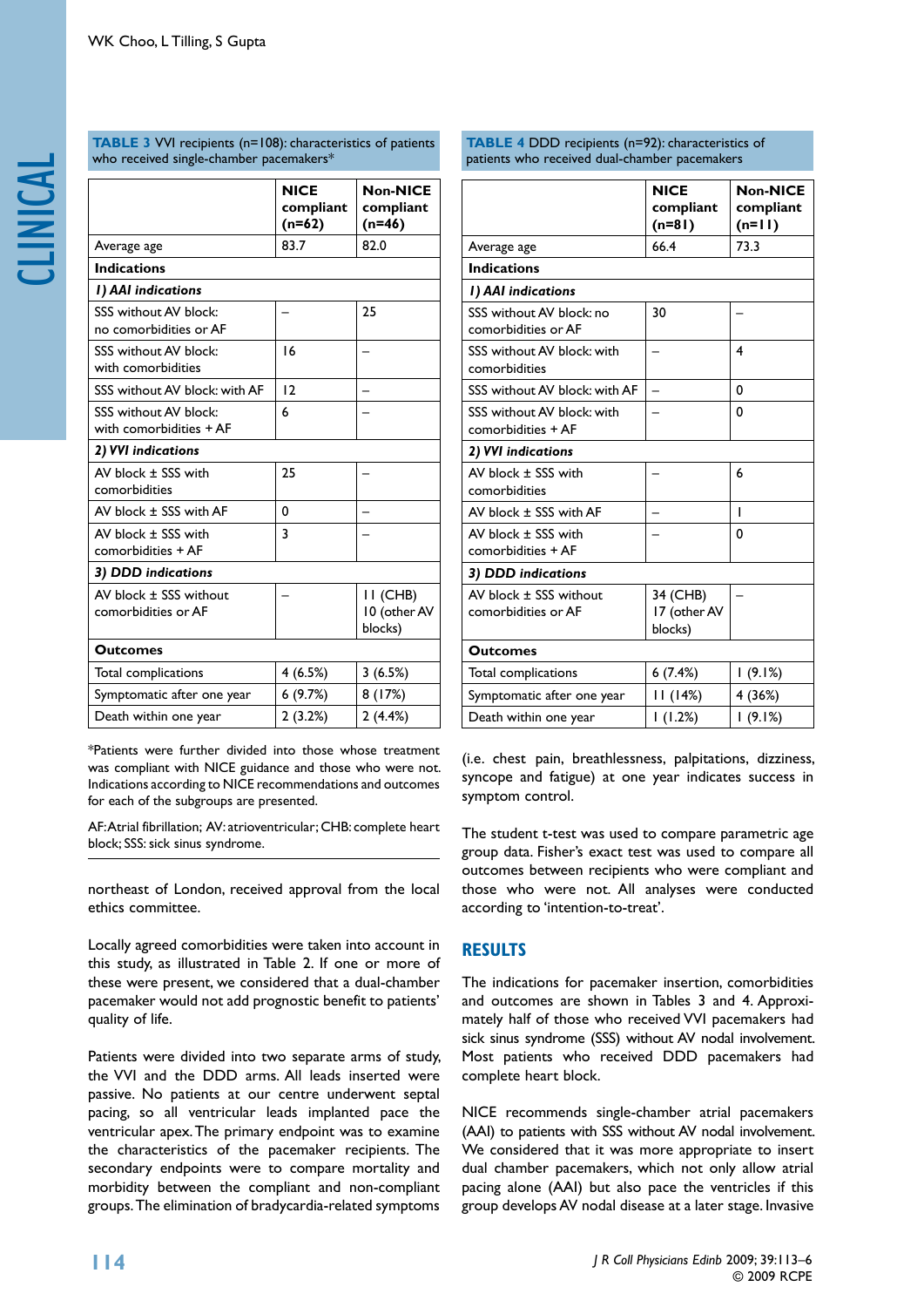**TABLE 3** VVI recipients (n=108): characteristics of patients who received single-chamber pacemakers*

| | NICE compliant (n=62) | Non-NICE compliant (n=46) |
|---|---|---|
| Average age | 83.7 | 82.0 |
| **Indications** | | |
| ***1) AAI indications*** | | |
| SSS without AV block: no comorbidities or AF | – | 25 |
| SSS without AV block: with comorbidities | 16 | – |
| SSS without AV block: with AF | 12 | – |
| SSS without AV block: with comorbidities + AF | 6 | – |
| ***2) VVI indications*** | | |
| AV block ± SSS with comorbidities | 25 | – |
| AV block ± SSS with AF | 0 | – |
| AV block ± SSS with comorbidities + AF | 3 | – |
| ***3) DDD indications*** | | |
| AV block ± SSS without comorbidities or AF | – | 11 (CHB) 10 (other AV blocks) |
| **Outcomes** | | |
| Total complications | 4 (6.5%) | 3 (6.5%) |
| Symptomatic after one year | 6 (9.7%) | 8 (17%) |
| Death within one year | 2 (3.2%) | 2 (4.4%) |

*Patients were further divided into those whose treatment was compliant with NICE guidance and those who were not. Indications according to NICE recommendations and outcomes for each of the subgroups are presented.

AF: Atrial fibrillation; AV: atrioventricular; CHB: complete heart block; SSS: sick sinus syndrome.

**TABLE 4** DDD recipients (n=92): characteristics of patients who received dual-chamber pacemakers

| | NICE compliant (n=81) | Non-NICE compliant (n=11) |
|---|---|---|
| Average age | 66.4 | 73.3 |
| **Indications** | | |
| ***1) AAI indications*** | | |
| SSS without AV block: no comorbidities or AF | 30 | – |
| SSS without AV block: with comorbidities | – | 4 |
| SSS without AV block: with AF | – | 0 |
| SSS without AV block: with comorbidities + AF | – | 0 |
| ***2) VVI indications*** | | |
| AV block ± SSS with comorbidities | – | 6 |
| AV block ± SSS with AF | – | 1 |
| AV block ± SSS with comorbidities + AF | – | 0 |
| ***3) DDD indications*** | | |
| AV block ± SSS without comorbidities or AF | 34 (CHB) 17 (other AV blocks) | – |
| **Outcomes** | | |
| Total complications | 6 (7.4%) | 1 (9.1%) |
| Symptomatic after one year | 11 (14%) | 4 (36%) |
| Death within one year | 1 (1.2%) | 1 (9.1%) |

northeast of London, received approval from the local ethics committee.

Locally agreed comorbidities were taken into account in this study, as illustrated in Table 2. If one or more of these were present, we considered that a dual-chamber pacemaker would not add prognostic benefit to patients' quality of life.

Patients were divided into two separate arms of study, the VVI and the DDD arms. All leads inserted were passive. No patients at our centre underwent septal pacing, so all ventricular leads implanted pace the ventricular apex. The primary endpoint was to examine the characteristics of the pacemaker recipients. The secondary endpoints were to compare mortality and morbidity between the compliant and non-compliant groups. The elimination of bradycardia-related symptoms (i.e. chest pain, breathlessness, palpitations, dizziness, syncope and fatigue) at one year indicates success in symptom control.

The student t-test was used to compare parametric age group data. Fisher's exact test was used to compare all outcomes between recipients who were compliant and those who were not. All analyses were conducted according to 'intention-to-treat'.

## RESULTS

The indications for pacemaker insertion, comorbidities and outcomes are shown in Tables 3 and 4. Approximately half of those who received VVI pacemakers had sick sinus syndrome (SSS) without AV nodal involvement. Most patients who received DDD pacemakers had complete heart block.

NICE recommends single-chamber atrial pacemakers (AAI) to patients with SSS without AV nodal involvement. We considered that it was more appropriate to insert dual chamber pacemakers, which not only allow atrial pacing alone (AAI) but also pace the ventricles if this group develops AV nodal disease at a later stage. Invasive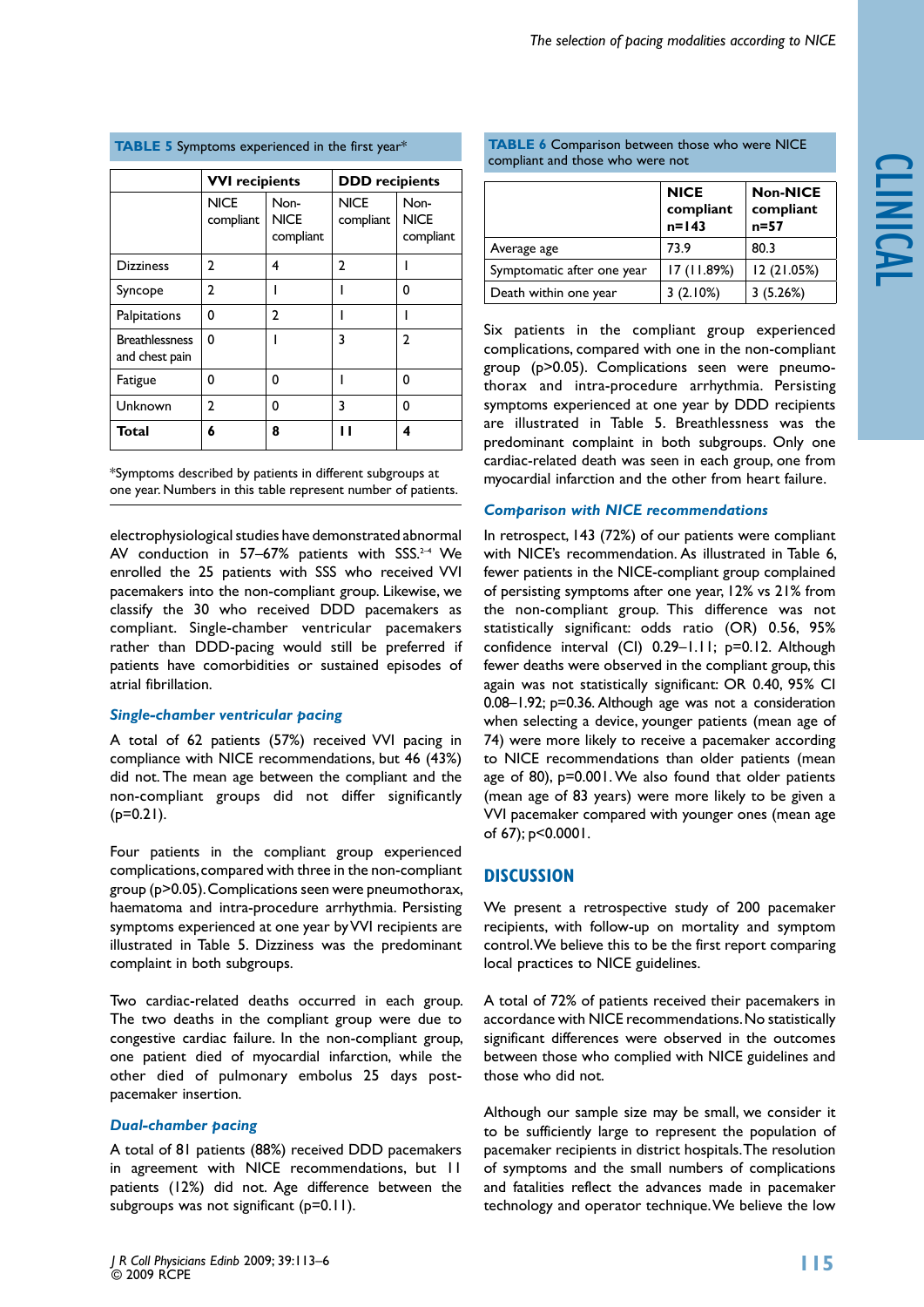**TABLE 5** Symptoms experienced in the first year*

| | VVI recipients | | DDD recipients | |
|---|---|---|---|---|
| | NICE compliant | Non-NICE compliant | NICE compliant | Non-NICE compliant |
| Dizziness | 2 | 4 | 2 | 1 |
| Syncope | 2 | 1 | 1 | 0 |
| Palpitations | 0 | 2 | 1 | 1 |
| Breathlessness and chest pain | 0 | 1 | 3 | 2 |
| Fatigue | 0 | 0 | 1 | 0 |
| Unknown | 2 | 0 | 3 | 0 |
| **Total** | **6** | **8** | **11** | **4** |

*Symptoms described by patients in different subgroups at one year. Numbers in this table represent number of patients.

electrophysiological studies have demonstrated abnormal AV conduction in 57–67% patients with SSS.[2–4] We enrolled the 25 patients with SSS who received VVI pacemakers into the non-compliant group. Likewise, we classify the 30 who received DDD pacemakers as compliant. Single-chamber ventricular pacemakers rather than DDD-pacing would still be preferred if patients have comorbidities or sustained episodes of atrial fibrillation.

### *Single-chamber ventricular pacing*

A total of 62 patients (57%) received VVI pacing in compliance with NICE recommendations, but 46 (43%) did not. The mean age between the compliant and the non-compliant groups did not differ significantly (p=0.21).

Four patients in the compliant group experienced complications, compared with three in the non-compliant group (p>0.05). Complications seen were pneumothorax, haematoma and intra-procedure arrhythmia. Persisting symptoms experienced at one year by VVI recipients are illustrated in Table 5. Dizziness was the predominant complaint in both subgroups.

Two cardiac-related deaths occurred in each group. The two deaths in the compliant group were due to congestive cardiac failure. In the non-compliant group, one patient died of myocardial infarction, while the other died of pulmonary embolus 25 days post-pacemaker insertion.

### *Dual-chamber pacing*

A total of 81 patients (88%) received DDD pacemakers in agreement with NICE recommendations, but 11 patients (12%) did not. Age difference between the subgroups was not significant (p=0.11).

**TABLE 6** Comparison between those who were NICE compliant and those who were not

| | NICE compliant n=143 | Non-NICE compliant n=57 |
|---|---|---|
| Average age | 73.9 | 80.3 |
| Symptomatic after one year | 17 (11.89%) | 12 (21.05%) |
| Death within one year | 3 (2.10%) | 3 (5.26%) |

Six patients in the compliant group experienced complications, compared with one in the non-compliant group (p>0.05). Complications seen were pneumothorax and intra-procedure arrhythmia. Persisting symptoms experienced at one year by DDD recipients are illustrated in Table 5. Breathlessness was the predominant complaint in both subgroups. Only one cardiac-related death was seen in each group, one from myocardial infarction and the other from heart failure.

### *Comparison with NICE recommendations*

In retrospect, 143 (72%) of our patients were compliant with NICE's recommendation. As illustrated in Table 6, fewer patients in the NICE-compliant group complained of persisting symptoms after one year, 12% vs 21% from the non-compliant group. This difference was not statistically significant: odds ratio (OR) 0.56, 95% confidence interval (CI) 0.29–1.11; p=0.12. Although fewer deaths were observed in the compliant group, this again was not statistically significant: OR 0.40, 95% CI 0.08–1.92; p=0.36. Although age was not a consideration when selecting a device, younger patients (mean age of 74) were more likely to receive a pacemaker according to NICE recommendations than older patients (mean age of 80), p=0.001. We also found that older patients (mean age of 83 years) were more likely to be given a VVI pacemaker compared with younger ones (mean age of 67); p<0.0001.

## DISCUSSION

We present a retrospective study of 200 pacemaker recipients, with follow-up on mortality and symptom control. We believe this to be the first report comparing local practices to NICE guidelines.

A total of 72% of patients received their pacemakers in accordance with NICE recommendations. No statistically significant differences were observed in the outcomes between those who complied with NICE guidelines and those who did not.

Although our sample size may be small, we consider it to be sufficiently large to represent the population of pacemaker recipients in district hospitals. The resolution of symptoms and the small numbers of complications and fatalities reflect the advances made in pacemaker technology and operator technique. We believe the low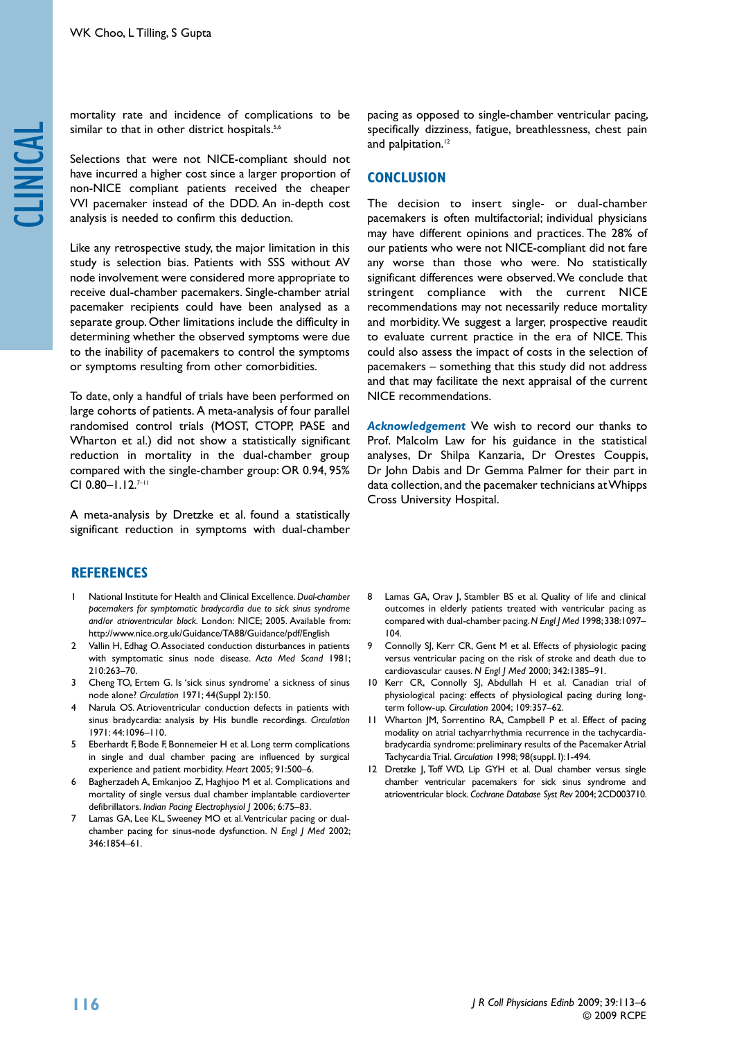mortality rate and incidence of complications to be similar to that in other district hospitals.[5,6]

Selections that were not NICE-compliant should not have incurred a higher cost since a larger proportion of non-NICE compliant patients received the cheaper VVI pacemaker instead of the DDD. An in-depth cost analysis is needed to confirm this deduction.

Like any retrospective study, the major limitation in this study is selection bias. Patients with SSS without AV node involvement were considered more appropriate to receive dual-chamber pacemakers. Single-chamber atrial pacemaker recipients could have been analysed as a separate group. Other limitations include the difficulty in determining whether the observed symptoms were due to the inability of pacemakers to control the symptoms or symptoms resulting from other comorbidities.

To date, only a handful of trials have been performed on large cohorts of patients. A meta-analysis of four parallel randomised control trials (MOST, CTOPP, PASE and Wharton et al.) did not show a statistically significant reduction in mortality in the dual-chamber group compared with the single-chamber group: OR 0.94, 95% CI 0.80–1.12.[7–11]

A meta-analysis by Dretzke et al. found a statistically significant reduction in symptoms with dual-chamber pacing as opposed to single-chamber ventricular pacing, specifically dizziness, fatigue, breathlessness, chest pain and palpitation.[12]

## Conclusion

The decision to insert single- or dual-chamber pacemakers is often multifactorial; individual physicians may have different opinions and practices. The 28% of our patients who were not NICE-compliant did not fare any worse than those who were. No statistically significant differences were observed. We conclude that stringent compliance with the current NICE recommendations may not necessarily reduce mortality and morbidity. We suggest a larger, prospective reaudit to evaluate current practice in the era of NICE. This could also assess the impact of costs in the selection of pacemakers – something that this study did not address and that may facilitate the next appraisal of the current NICE recommendations.

***Acknowledgement*** We wish to record our thanks to Prof. Malcolm Law for his guidance in the statistical analyses, Dr Shilpa Kanzaria, Dr Orestes Couppis, Dr John Dabis and Dr Gemma Palmer for their part in data collection, and the pacemaker technicians at Whipps Cross University Hospital.

## References

1. National Institute for Health and Clinical Excellence. *Dual-chamber pacemakers for symptomatic bradycardia due to sick sinus syndrome and/or atrioventricular block.* London: NICE; 2005. Available from: http://www.nice.org.uk/Guidance/TA88/Guidance/pdf/English
2. Vallin H, Edhag O. Associated conduction disturbances in patients with symptomatic sinus node disease. *Acta Med Scand* 1981; 210:263–70.
3. Cheng TO, Ertem G. Is 'sick sinus syndrome' a sickness of sinus node alone? *Circulation* 1971; 44(Suppl 2):150.
4. Narula OS. Atrioventricular conduction defects in patients with sinus bradycardia: analysis by His bundle recordings. *Circulation* 1971: 44:1096–110.
5. Eberhardt F, Bode F, Bonnemeier H et al. Long term complications in single and dual chamber pacing are influenced by surgical experience and patient morbidity. *Heart* 2005; 91:500–6.
6. Bagherzadeh A, Emkanjoo Z, Haghjoo M et al. Complications and mortality of single versus dual chamber implantable cardioverter defibrillators. *Indian Pacing Electrophysiol J* 2006; 6:75–83.
7. Lamas GA, Lee KL, Sweeney MO et al. Ventricular pacing or dual-chamber pacing for sinus-node dysfunction. *N Engl J Med* 2002; 346:1854–61.
8. Lamas GA, Orav J, Stambler BS et al. Quality of life and clinical outcomes in elderly patients treated with ventricular pacing as compared with dual-chamber pacing. *N Engl J Med* 1998; 338:1097–104.
9. Connolly SJ, Kerr CR, Gent M et al. Effects of physiologic pacing versus ventricular pacing on the risk of stroke and death due to cardiovascular causes. *N Engl J Med* 2000; 342:1385–91.
10. Kerr CR, Connolly SJ, Abdullah H et al. Canadian trial of physiological pacing: effects of physiological pacing during long-term follow-up. *Circulation* 2004; 109:357–62.
11. Wharton JM, Sorrentino RA, Campbell P et al. Effect of pacing modality on atrial tachyarrhythmia recurrence in the tachycardia-bradycardia syndrome: preliminary results of the Pacemaker Atrial Tachycardia Trial. *Circulation* 1998; 98(suppl. I):1-494.
12. Dretzke J, Toff WD, Lip GYH et al. Dual chamber versus single chamber ventricular pacemakers for sick sinus syndrome and atrioventricular block. *Cochrane Database Syst Rev* 2004; 2CD003710.